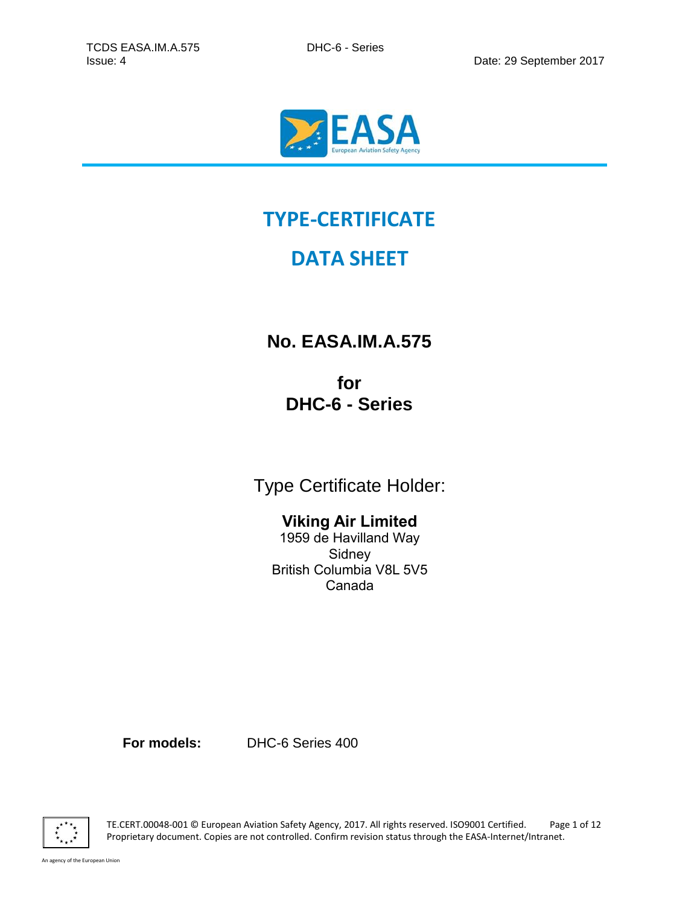# TYPE-CERTIFICATE

# DATA SHEET

## No. EASA.IM.A.575

## for
## DHC-6 - Series

Type Certificate Holder:

**Viking Air Limited**
1959 de Havilland Way
Sidney
British Columbia V8L 5V5
Canada

**For models:** DHC-6 Series 400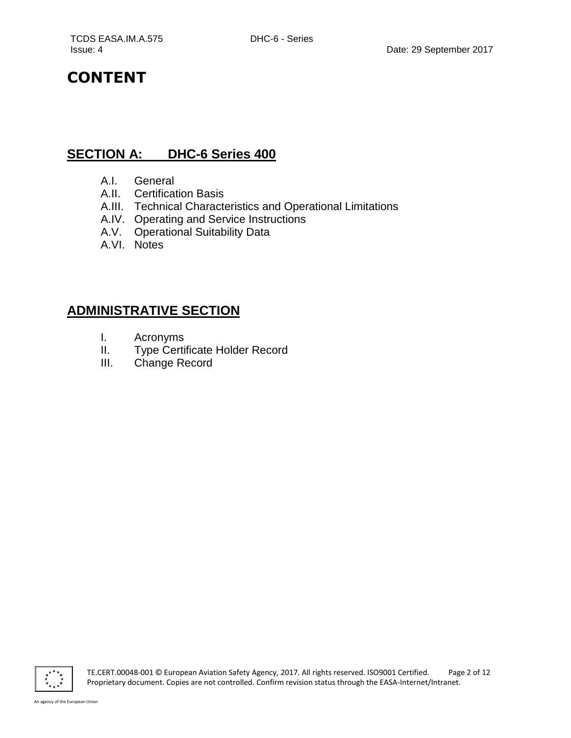# CONTENT

## SECTION A: DHC-6 Series 400

- A.I. General
- A.II. Certification Basis
- A.III. Technical Characteristics and Operational Limitations
- A.IV. Operating and Service Instructions
- A.V. Operational Suitability Data
- A.VI. Notes

## ADMINISTRATIVE SECTION

- I. Acronyms
- II. Type Certificate Holder Record
- III. Change Record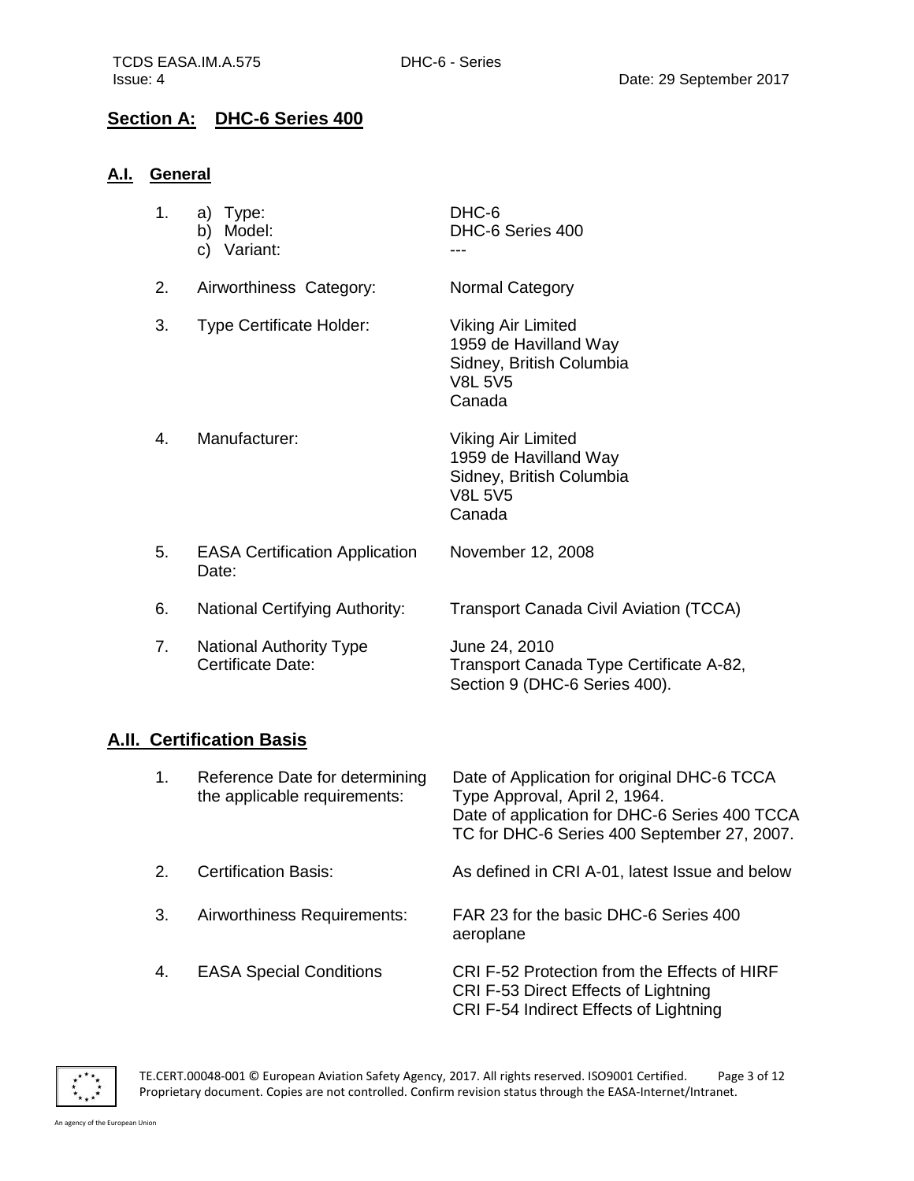## Section A: DHC-6 Series 400

### A.I. General

1. a) Type: DHC-6
   b) Model: DHC-6 Series 400
   c) Variant: ---

2. Airworthiness Category: Normal Category

3. Type Certificate Holder: Viking Air Limited
   1959 de Havilland Way
   Sidney, British Columbia
   V8L 5V5
   Canada

4. Manufacturer: Viking Air Limited
   1959 de Havilland Way
   Sidney, British Columbia
   V8L 5V5
   Canada

5. EASA Certification Application Date: November 12, 2008

6. National Certifying Authority: Transport Canada Civil Aviation (TCCA)

7. National Authority Type Certificate Date: June 24, 2010
   Transport Canada Type Certificate A-82, Section 9 (DHC-6 Series 400).

### A.II. Certification Basis

1. Reference Date for determining the applicable requirements: Date of Application for original DHC-6 TCCA Type Approval, April 2, 1964.
   Date of application for DHC-6 Series 400 TCCA TC for DHC-6 Series 400 September 27, 2007.

2. Certification Basis: As defined in CRI A-01, latest Issue and below

3. Airworthiness Requirements: FAR 23 for the basic DHC-6 Series 400 aeroplane

4. EASA Special Conditions: CRI F-52 Protection from the Effects of HIRF
   CRI F-53 Direct Effects of Lightning
   CRI F-54 Indirect Effects of Lightning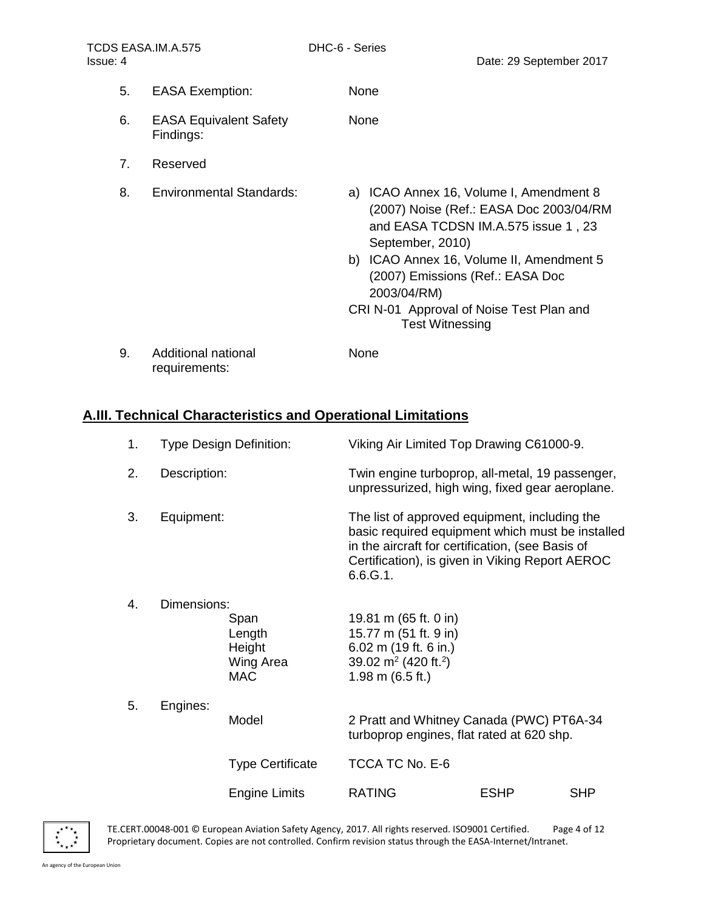5. EASA Exemption: None

6. EASA Equivalent Safety Findings: None

7. Reserved

8. Environmental Standards:
   a) ICAO Annex 16, Volume I, Amendment 8 (2007) Noise (Ref.: EASA Doc 2003/04/RM and EASA TCDSN IM.A.575 issue 1 , 23 September, 2010)
   b) ICAO Annex 16, Volume II, Amendment 5 (2007) Emissions (Ref.: EASA Doc 2003/04/RM)

   CRI N-01 Approval of Noise Test Plan and Test Witnessing

9. Additional national requirements: None

## A.III. Technical Characteristics and Operational Limitations

1. Type Design Definition: Viking Air Limited Top Drawing C61000-9.

2. Description: Twin engine turboprop, all-metal, 19 passenger, unpressurized, high wing, fixed gear aeroplane.

3. Equipment: The list of approved equipment, including the basic required equipment which must be installed in the aircraft for certification, (see Basis of Certification), is given in Viking Report AEROC 6.6.G.1.

4. Dimensions:

| | |
|---|---|
| Span | 19.81 m (65 ft. 0 in) |
| Length | 15.77 m (51 ft. 9 in) |
| Height | 6.02 m (19 ft. 6 in.) |
| Wing Area | 39.02 m$^2$ (420 ft.$^2$) |
| MAC | 1.98 m (6.5 ft.) |

5. Engines:

| | | | |
|---|---|---|---|
| Model | 2 Pratt and Whitney Canada (PWC) PT6A-34 turboprop engines, flat rated at 620 shp. | | |
| Type Certificate | TCCA TC No. E-6 | | |
| Engine Limits | RATING | ESHP | SHP |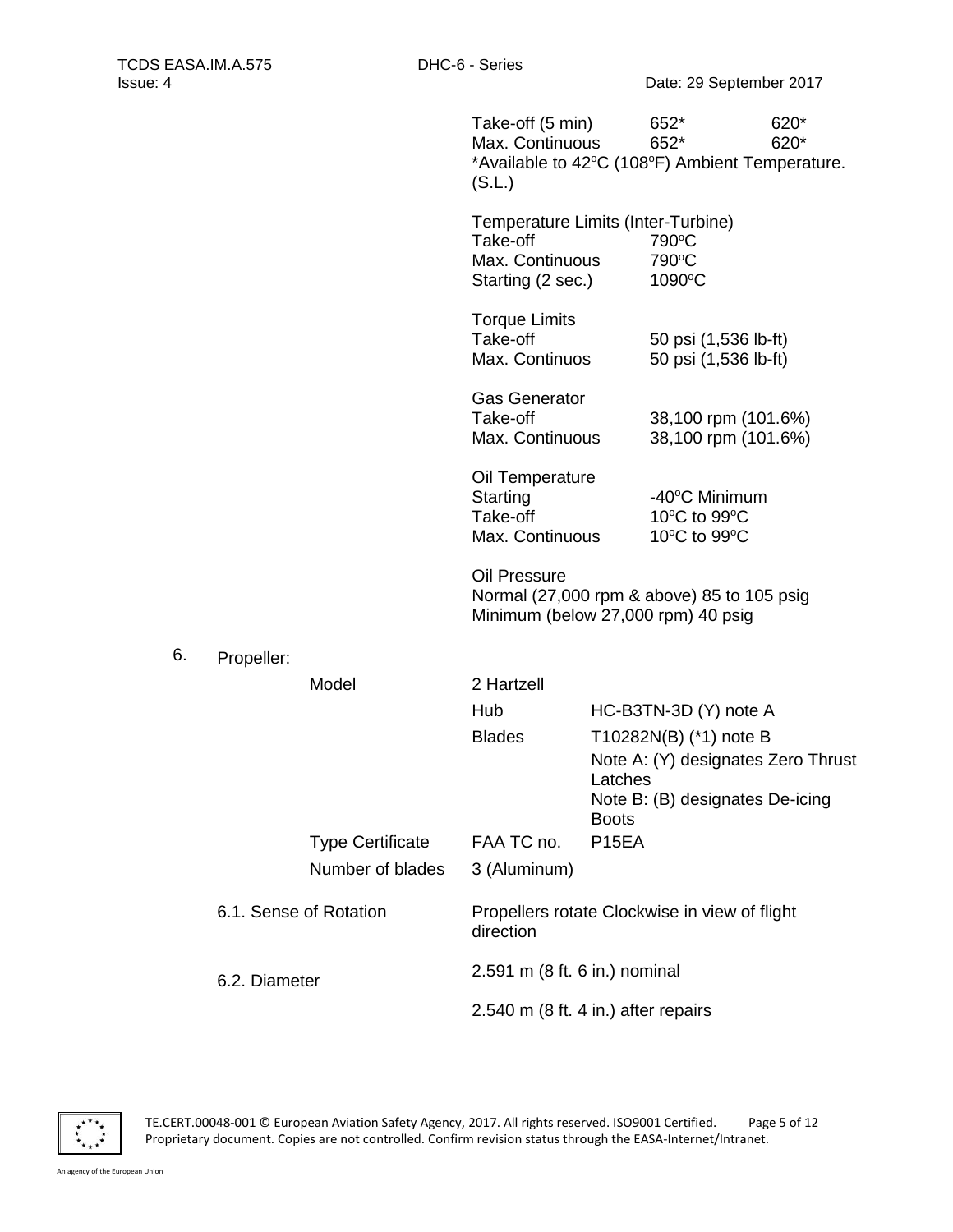| | | |
|---|---|---|
| Take-off (5 min) | 652* | 620* |
| Max. Continuous | 652* | 620* |

*Available to 42°C (108°F) Ambient Temperature. (S.L.)

Temperature Limits (Inter-Turbine)

| | |
|---|---|
| Take-off | 790°C |
| Max. Continuous | 790°C |
| Starting (2 sec.) | 1090°C |

Torque Limits

| | |
|---|---|
| Take-off | 50 psi (1,536 lb-ft) |
| Max. Continuos | 50 psi (1,536 lb-ft) |

Gas Generator

| | |
|---|---|
| Take-off | 38,100 rpm (101.6%) |
| Max. Continuous | 38,100 rpm (101.6%) |

Oil Temperature

| | |
|---|---|
| Starting | -40°C Minimum |
| Take-off | 10°C to 99°C |
| Max. Continuous | 10°C to 99°C |

Oil Pressure
Normal (27,000 rpm & above) 85 to 105 psig
Minimum (below 27,000 rpm) 40 psig

6. Propeller:

| | | |
|---|---|---|
| Model | 2 Hartzell | |
| | Hub | HC-B3TN-3D (Y) note A |
| | Blades | T10282N(B) (*1) note B |
| | | Note A: (Y) designates Zero Thrust Latches |
| | | Note B: (B) designates De-icing Boots |
| Type Certificate | FAA TC no. | P15EA |
| Number of blades | 3 (Aluminum) | |

6.1. Sense of Rotation

Propellers rotate Clockwise in view of flight direction

6.2. Diameter

2.591 m (8 ft. 6 in.) nominal

2.540 m (8 ft. 4 in.) after repairs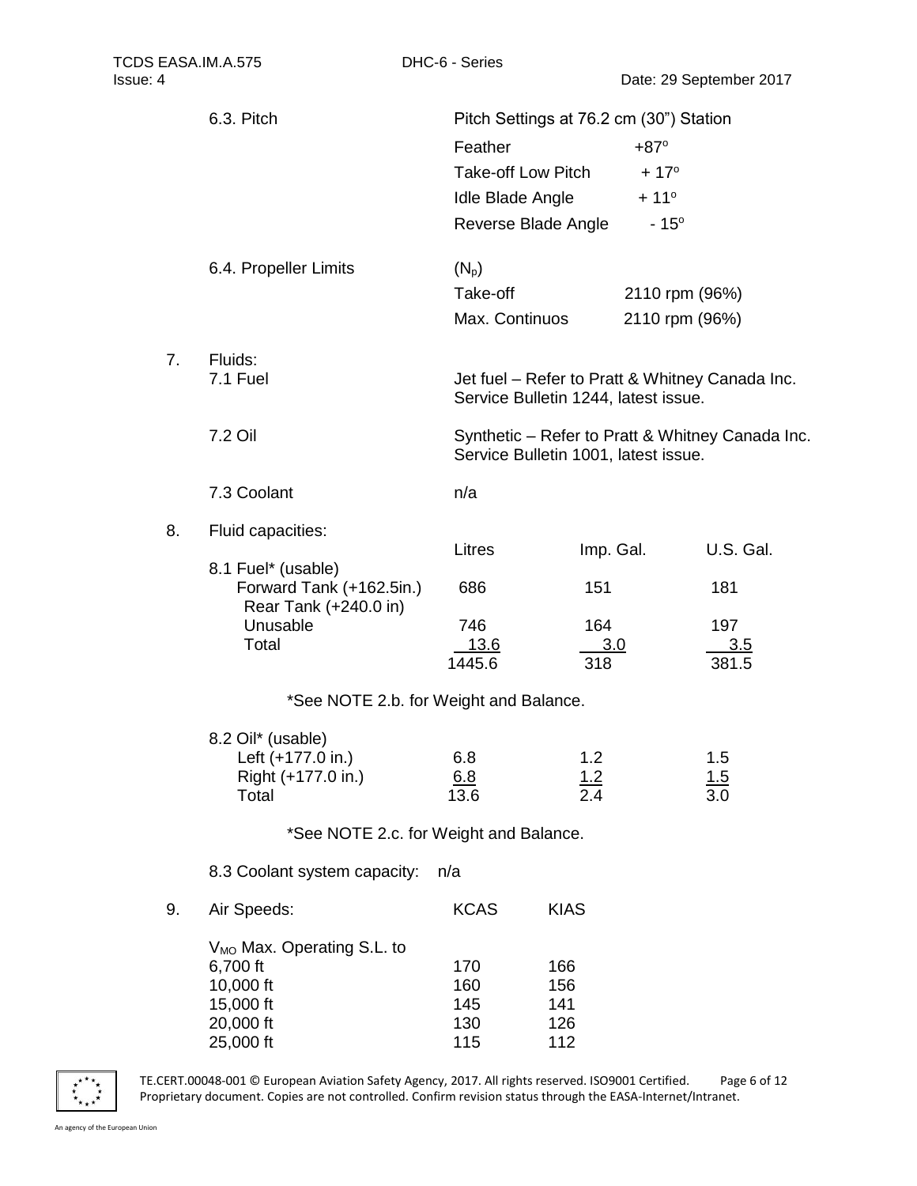6.3. Pitch

Pitch Settings at 76.2 cm (30") Station

| | |
|---|---|
| Feather | +87° |
| Take-off Low Pitch | + 17° |
| Idle Blade Angle | + 11° |
| Reverse Blade Angle | - 15° |

6.4. Propeller Limits

($N_p$)

| | |
|---|---|
| Take-off | 2110 rpm (96%) |
| Max. Continuos | 2110 rpm (96%) |

7. Fluids:

7.1 Fuel — Jet fuel – Refer to Pratt & Whitney Canada Inc. Service Bulletin 1244, latest issue.

7.2 Oil — Synthetic – Refer to Pratt & Whitney Canada Inc. Service Bulletin 1001, latest issue.

7.3 Coolant — n/a

8. Fluid capacities:

| | Litres | Imp. Gal. | U.S. Gal. |
|---|---|---|---|
| 8.1 Fuel* (usable) | | | |
| Forward Tank (+162.5in.) | 686 | 151 | 181 |
| Rear Tank (+240.0 in) | | | |
| Unusable | 746 | 164 | 197 |
| Total | 13.6 | 3.0 | 3.5 |
| | 1445.6 | 318 | 381.5 |

*See NOTE 2.b. for Weight and Balance.

| | Litres | Imp. Gal. | U.S. Gal. |
|---|---|---|---|
| 8.2 Oil* (usable) | | | |
| Left (+177.0 in.) | 6.8 | 1.2 | 1.5 |
| Right (+177.0 in.) | 6.8 | 1.2 | 1.5 |
| Total | 13.6 | 2.4 | 3.0 |

*See NOTE 2.c. for Weight and Balance.

8.3 Coolant system capacity: n/a

9. Air Speeds:

| | KCAS | KIAS |
|---|---|---|
| $V_{MO}$ Max. Operating S.L. to | | |
| 6,700 ft | 170 | 166 |
| 10,000 ft | 160 | 156 |
| 15,000 ft | 145 | 141 |
| 20,000 ft | 130 | 126 |
| 25,000 ft | 115 | 112 |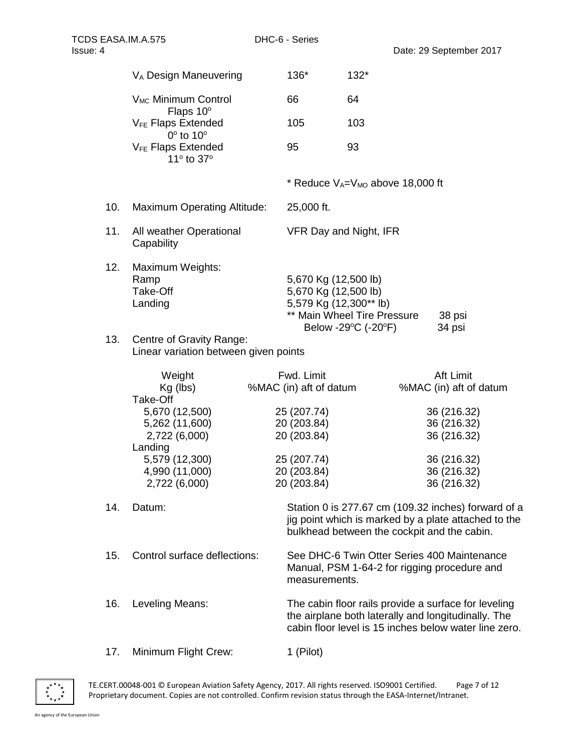| | | |
|---|---|---|
| $V_A$ Design Maneuvering | 136* | 132* |
| $V_{MC}$ Minimum Control Flaps 10° | 66 | 64 |
| $V_{FE}$ Flaps Extended 0° to 10° | 105 | 103 |
| $V_{FE}$ Flaps Extended 11° to 37° | 95 | 93 |

\* Reduce $V_A$=$V_{MO}$ above 18,000 ft

10. Maximum Operating Altitude: 25,000 ft.

11. All weather Operational Capability: VFR Day and Night, IFR

12. Maximum Weights:

| | |
|---|---|
| Ramp | 5,670 Kg (12,500 lb) |
| Take-Off | 5,670 Kg (12,500 lb) |
| Landing | 5,579 Kg (12,300** lb) |

\*\* Main Wheel Tire Pressure 38 psi
Below -29°C (-20°F) 34 psi

13. Centre of Gravity Range:
Linear variation between given points

| Weight Kg (lbs) | Fwd. Limit %MAC (in) aft of datum | Aft Limit %MAC (in) aft of datum |
|---|---|---|
| Take-Off | | |
| 5,670 (12,500) | 25 (207.74) | 36 (216.32) |
| 5,262 (11,600) | 20 (203.84) | 36 (216.32) |
| 2,722 (6,000) | 20 (203.84) | 36 (216.32) |
| Landing | | |
| 5,579 (12,300) | 25 (207.74) | 36 (216.32) |
| 4,990 (11,000) | 20 (203.84) | 36 (216.32) |
| 2,722 (6,000) | 20 (203.84) | 36 (216.32) |

14. Datum: Station 0 is 277.67 cm (109.32 inches) forward of a jig point which is marked by a plate attached to the bulkhead between the cockpit and the cabin.

15. Control surface deflections: See DHC-6 Twin Otter Series 400 Maintenance Manual, PSM 1-64-2 for rigging procedure and measurements.

16. Leveling Means: The cabin floor rails provide a surface for leveling the airplane both laterally and longitudinally. The cabin floor level is 15 inches below water line zero.

17. Minimum Flight Crew: 1 (Pilot)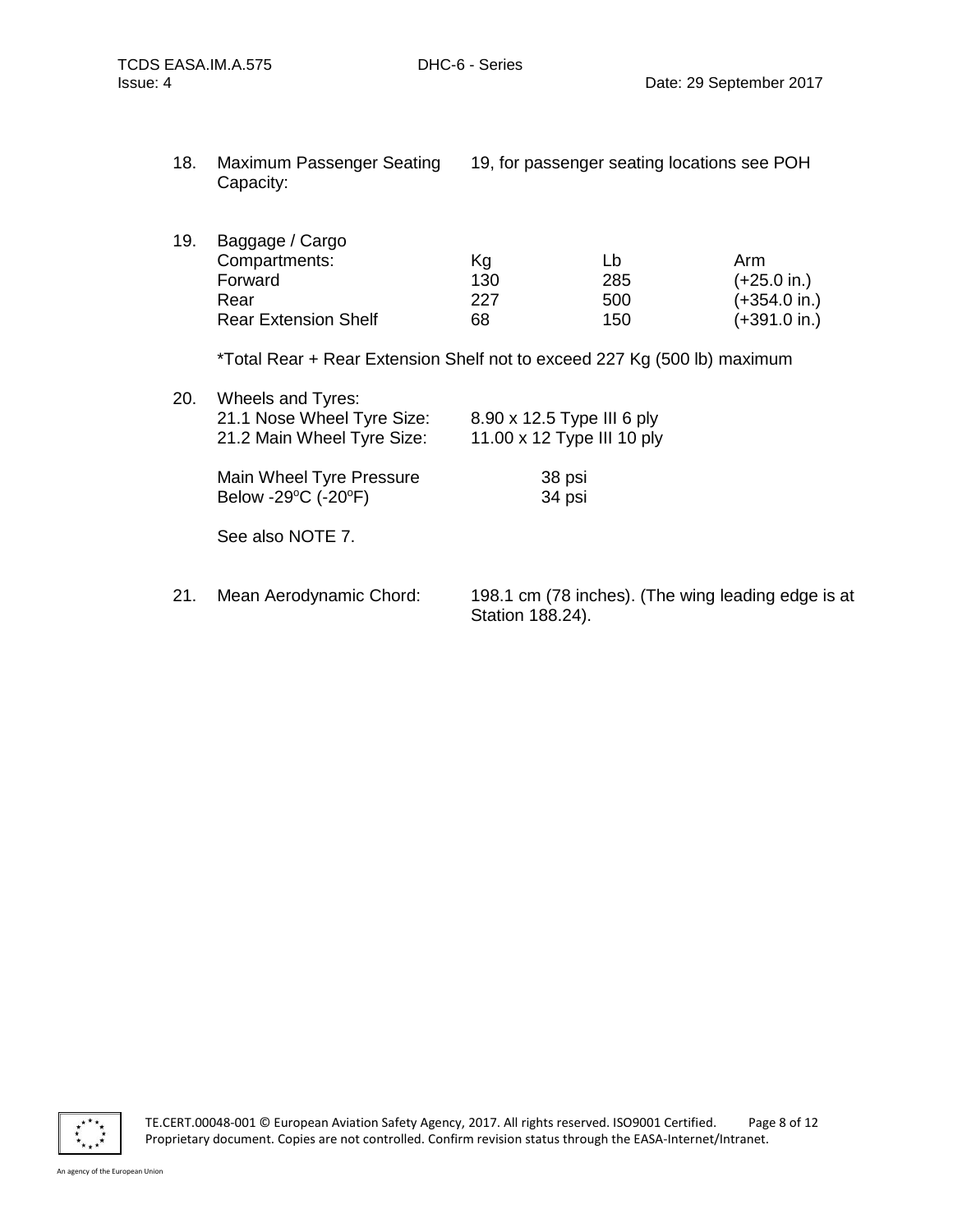18. Maximum Passenger Seating Capacity: 19, for passenger seating locations see POH

19. Baggage / Cargo

| Compartments: | Kg | Lb | Arm |
|---|---|---|---|
| Forward | 130 | 285 | (+25.0 in.) |
| Rear | 227 | 500 | (+354.0 in.) |
| Rear Extension Shelf | 68 | 150 | (+391.0 in.) |

*Total Rear + Rear Extension Shelf not to exceed 227 Kg (500 lb) maximum

20. Wheels and Tyres:

| | |
|---|---|
| 21.1 Nose Wheel Tyre Size: | 8.90 x 12.5 Type III 6 ply |
| 21.2 Main Wheel Tyre Size: | 11.00 x 12 Type III 10 ply |

| | |
|---|---|
| Main Wheel Tyre Pressure | 38 psi |
| Below -29°C (-20°F) | 34 psi |

See also NOTE 7.

21. Mean Aerodynamic Chord: 198.1 cm (78 inches). (The wing leading edge is at Station 188.24).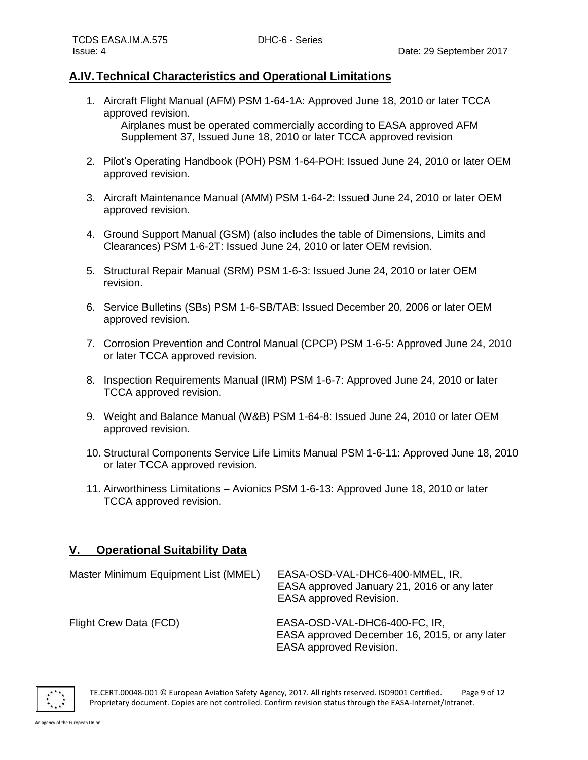## A.IV. Technical Characteristics and Operational Limitations

1. Aircraft Flight Manual (AFM) PSM 1-64-1A: Approved June 18, 2010 or later TCCA approved revision.
   Airplanes must be operated commercially according to EASA approved AFM Supplement 37, Issued June 18, 2010 or later TCCA approved revision
2. Pilot's Operating Handbook (POH) PSM 1-64-POH: Issued June 24, 2010 or later OEM approved revision.
3. Aircraft Maintenance Manual (AMM) PSM 1-64-2: Issued June 24, 2010 or later OEM approved revision.
4. Ground Support Manual (GSM) (also includes the table of Dimensions, Limits and Clearances) PSM 1-6-2T: Issued June 24, 2010 or later OEM revision.
5. Structural Repair Manual (SRM) PSM 1-6-3: Issued June 24, 2010 or later OEM revision.
6. Service Bulletins (SBs) PSM 1-6-SB/TAB: Issued December 20, 2006 or later OEM approved revision.
7. Corrosion Prevention and Control Manual (CPCP) PSM 1-6-5: Approved June 24, 2010 or later TCCA approved revision.
8. Inspection Requirements Manual (IRM) PSM 1-6-7: Approved June 24, 2010 or later TCCA approved revision.
9. Weight and Balance Manual (W&B) PSM 1-64-8: Issued June 24, 2010 or later OEM approved revision.
10. Structural Components Service Life Limits Manual PSM 1-6-11: Approved June 18, 2010 or later TCCA approved revision.
11. Airworthiness Limitations – Avionics PSM 1-6-13: Approved June 18, 2010 or later TCCA approved revision.

## V. Operational Suitability Data

| | |
|---|---|
| Master Minimum Equipment List (MMEL) | EASA-OSD-VAL-DHC6-400-MMEL, IR, EASA approved January 21, 2016 or any later EASA approved Revision. |
| Flight Crew Data (FCD) | EASA-OSD-VAL-DHC6-400-FC, IR, EASA approved December 16, 2015, or any later EASA approved Revision. |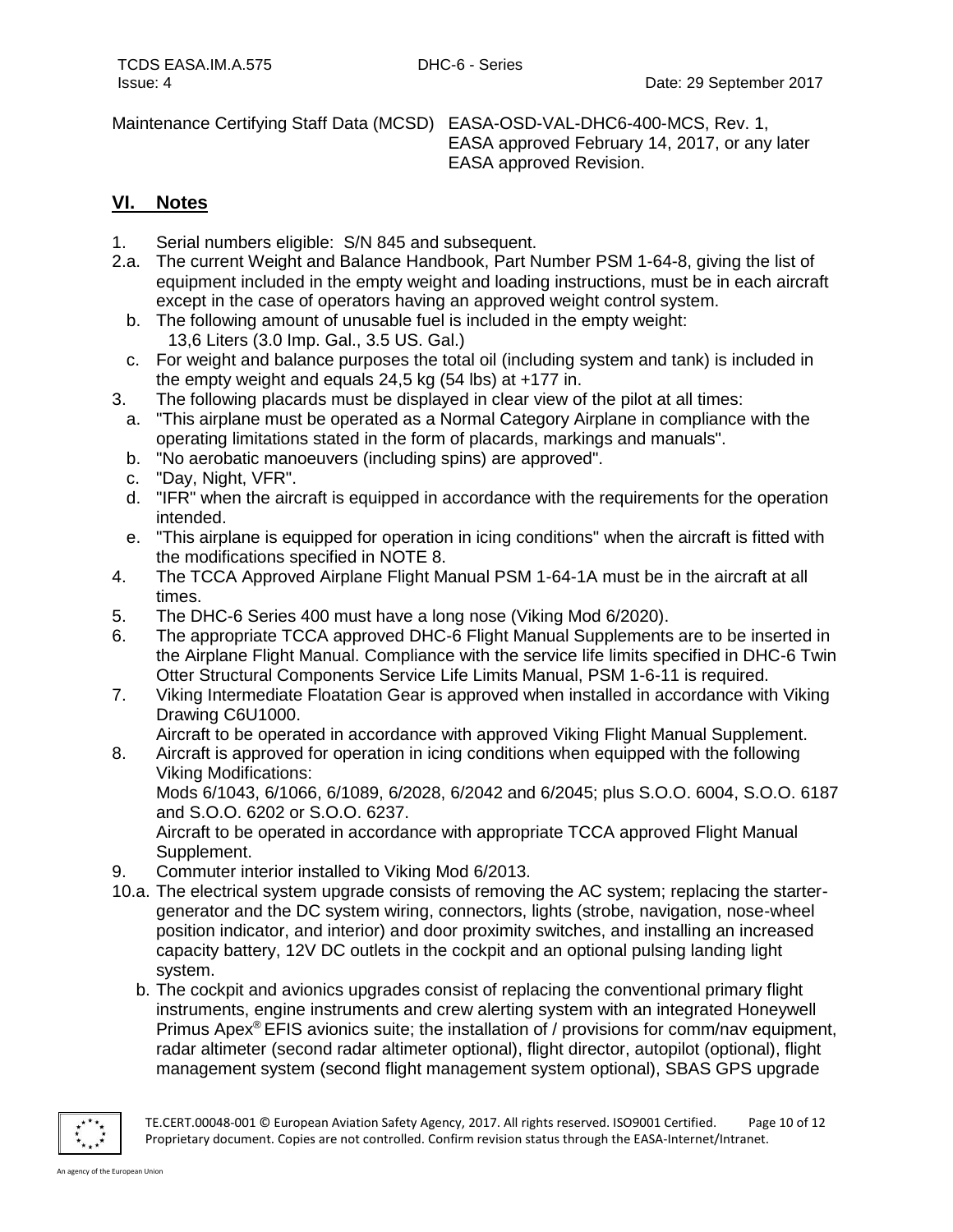Maintenance Certifying Staff Data (MCSD) EASA-OSD-VAL-DHC6-400-MCS, Rev. 1, EASA approved February 14, 2017, or any later EASA approved Revision.

## VI. Notes

1. Serial numbers eligible: S/N 845 and subsequent.
2.a. The current Weight and Balance Handbook, Part Number PSM 1-64-8, giving the list of equipment included in the empty weight and loading instructions, must be in each aircraft except in the case of operators having an approved weight control system.
   b. The following amount of unusable fuel is included in the empty weight: 13,6 Liters (3.0 Imp. Gal., 3.5 US. Gal.)
   c. For weight and balance purposes the total oil (including system and tank) is included in the empty weight and equals 24,5 kg (54 lbs) at +177 in.
3. The following placards must be displayed in clear view of the pilot at all times:
   a. "This airplane must be operated as a Normal Category Airplane in compliance with the operating limitations stated in the form of placards, markings and manuals".
   b. "No aerobatic manoeuvers (including spins) are approved".
   c. "Day, Night, VFR".
   d. "IFR" when the aircraft is equipped in accordance with the requirements for the operation intended.
   e. "This airplane is equipped for operation in icing conditions" when the aircraft is fitted with the modifications specified in NOTE 8.
4. The TCCA Approved Airplane Flight Manual PSM 1-64-1A must be in the aircraft at all times.
5. The DHC-6 Series 400 must have a long nose (Viking Mod 6/2020).
6. The appropriate TCCA approved DHC-6 Flight Manual Supplements are to be inserted in the Airplane Flight Manual. Compliance with the service life limits specified in DHC-6 Twin Otter Structural Components Service Life Limits Manual, PSM 1-6-11 is required.
7. Viking Intermediate Floatation Gear is approved when installed in accordance with Viking Drawing C6U1000.
   Aircraft to be operated in accordance with approved Viking Flight Manual Supplement.
8. Aircraft is approved for operation in icing conditions when equipped with the following Viking Modifications:
   Mods 6/1043, 6/1066, 6/1089, 6/2028, 6/2042 and 6/2045; plus S.O.O. 6004, S.O.O. 6187 and S.O.O. 6202 or S.O.O. 6237.
   Aircraft to be operated in accordance with appropriate TCCA approved Flight Manual Supplement.
9. Commuter interior installed to Viking Mod 6/2013.
10.a. The electrical system upgrade consists of removing the AC system; replacing the starter-generator and the DC system wiring, connectors, lights (strobe, navigation, nose-wheel position indicator, and interior) and door proximity switches, and installing an increased capacity battery, 12V DC outlets in the cockpit and an optional pulsing landing light system.
   b. The cockpit and avionics upgrades consist of replacing the conventional primary flight instruments, engine instruments and crew alerting system with an integrated Honeywell Primus Apex® EFIS avionics suite; the installation of / provisions for comm/nav equipment, radar altimeter (second radar altimeter optional), flight director, autopilot (optional), flight management system (second flight management system optional), SBAS GPS upgrade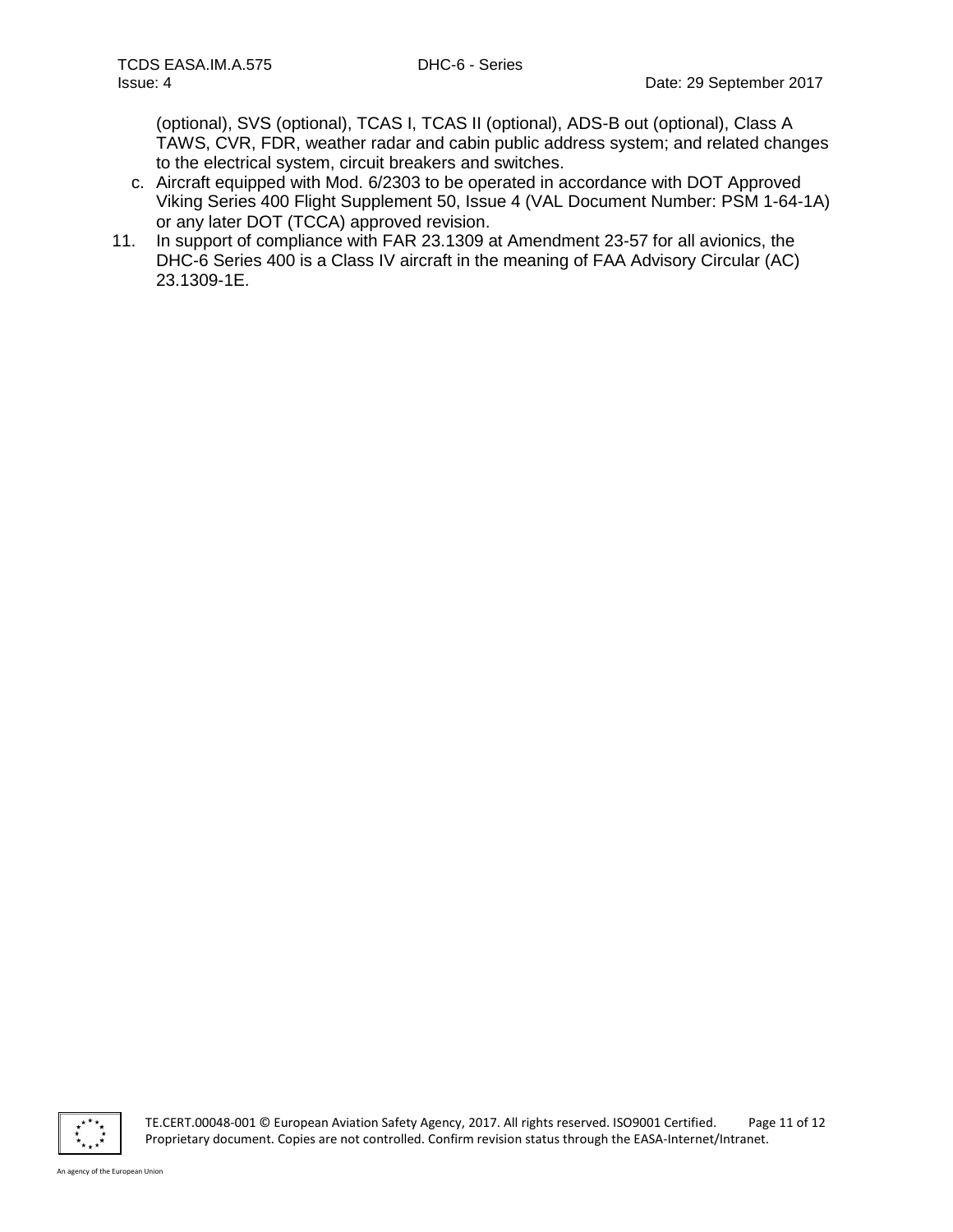(optional), SVS (optional), TCAS I, TCAS II (optional), ADS-B out (optional), Class A TAWS, CVR, FDR, weather radar and cabin public address system; and related changes to the electrical system, circuit breakers and switches.

   c. Aircraft equipped with Mod. 6/2303 to be operated in accordance with DOT Approved Viking Series 400 Flight Supplement 50, Issue 4 (VAL Document Number: PSM 1-64-1A) or any later DOT (TCCA) approved revision.

11. In support of compliance with FAR 23.1309 at Amendment 23-57 for all avionics, the DHC-6 Series 400 is a Class IV aircraft in the meaning of FAA Advisory Circular (AC) 23.1309-1E.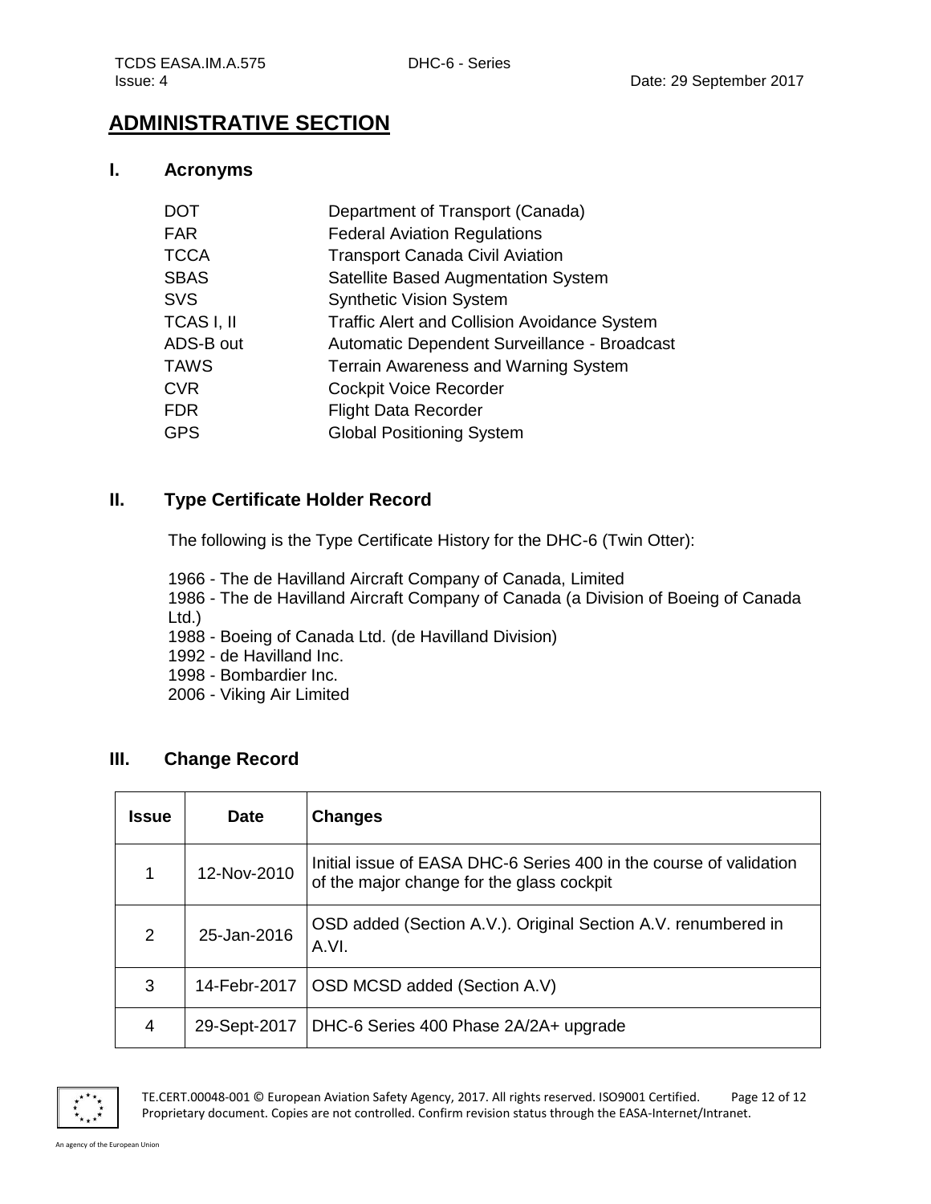# ADMINISTRATIVE SECTION

## I. Acronyms

| | |
|---|---|
| DOT | Department of Transport (Canada) |
| FAR | Federal Aviation Regulations |
| TCCA | Transport Canada Civil Aviation |
| SBAS | Satellite Based Augmentation System |
| SVS | Synthetic Vision System |
| TCAS I, II | Traffic Alert and Collision Avoidance System |
| ADS-B out | Automatic Dependent Surveillance - Broadcast |
| TAWS | Terrain Awareness and Warning System |
| CVR | Cockpit Voice Recorder |
| FDR | Flight Data Recorder |
| GPS | Global Positioning System |

## II. Type Certificate Holder Record

The following is the Type Certificate History for the DHC-6 (Twin Otter):

1966 - The de Havilland Aircraft Company of Canada, Limited
1986 - The de Havilland Aircraft Company of Canada (a Division of Boeing of Canada Ltd.)
1988 - Boeing of Canada Ltd. (de Havilland Division)
1992 - de Havilland Inc.
1998 - Bombardier Inc.
2006 - Viking Air Limited

## III. Change Record

| Issue | Date | Changes |
|---|---|---|
| 1 | 12-Nov-2010 | Initial issue of EASA DHC-6 Series 400 in the course of validation of the major change for the glass cockpit |
| 2 | 25-Jan-2016 | OSD added (Section A.V.). Original Section A.V. renumbered in A.VI. |
| 3 | 14-Febr-2017 | OSD MCSD added (Section A.V) |
| 4 | 29-Sept-2017 | DHC-6 Series 400 Phase 2A/2A+ upgrade |